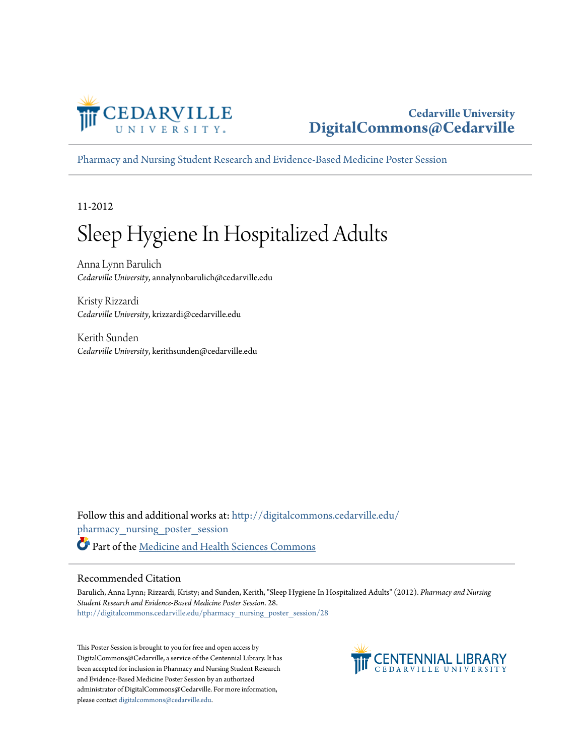Cedarville University
DigitalCommons@Cedarville

Pharmacy and Nursing Student Research and Evidence-Based Medicine Poster Session

11-2012

# Sleep Hygiene In Hospitalized Adults

Anna Lynn Barulich
*Cedarville University*, annalynnbarulich@cedarville.edu

Kristy Rizzardi
*Cedarville University*, krizzardi@cedarville.edu

Kerith Sunden
*Cedarville University*, kerithsunden@cedarville.edu

Follow this and additional works at: http://digitalcommons.cedarville.edu/pharmacy_nursing_poster_session

Part of the Medicine and Health Sciences Commons

## Recommended Citation

Barulich, Anna Lynn; Rizzardi, Kristy; and Sunden, Kerith, "Sleep Hygiene In Hospitalized Adults" (2012). *Pharmacy and Nursing Student Research and Evidence-Based Medicine Poster Session*. 28.
http://digitalcommons.cedarville.edu/pharmacy_nursing_poster_session/28

This Poster Session is brought to you for free and open access by DigitalCommons@Cedarville, a service of the Centennial Library. It has been accepted for inclusion in Pharmacy and Nursing Student Research and Evidence-Based Medicine Poster Session by an authorized administrator of DigitalCommons@Cedarville. For more information, please contact digitalcommons@cedarville.edu.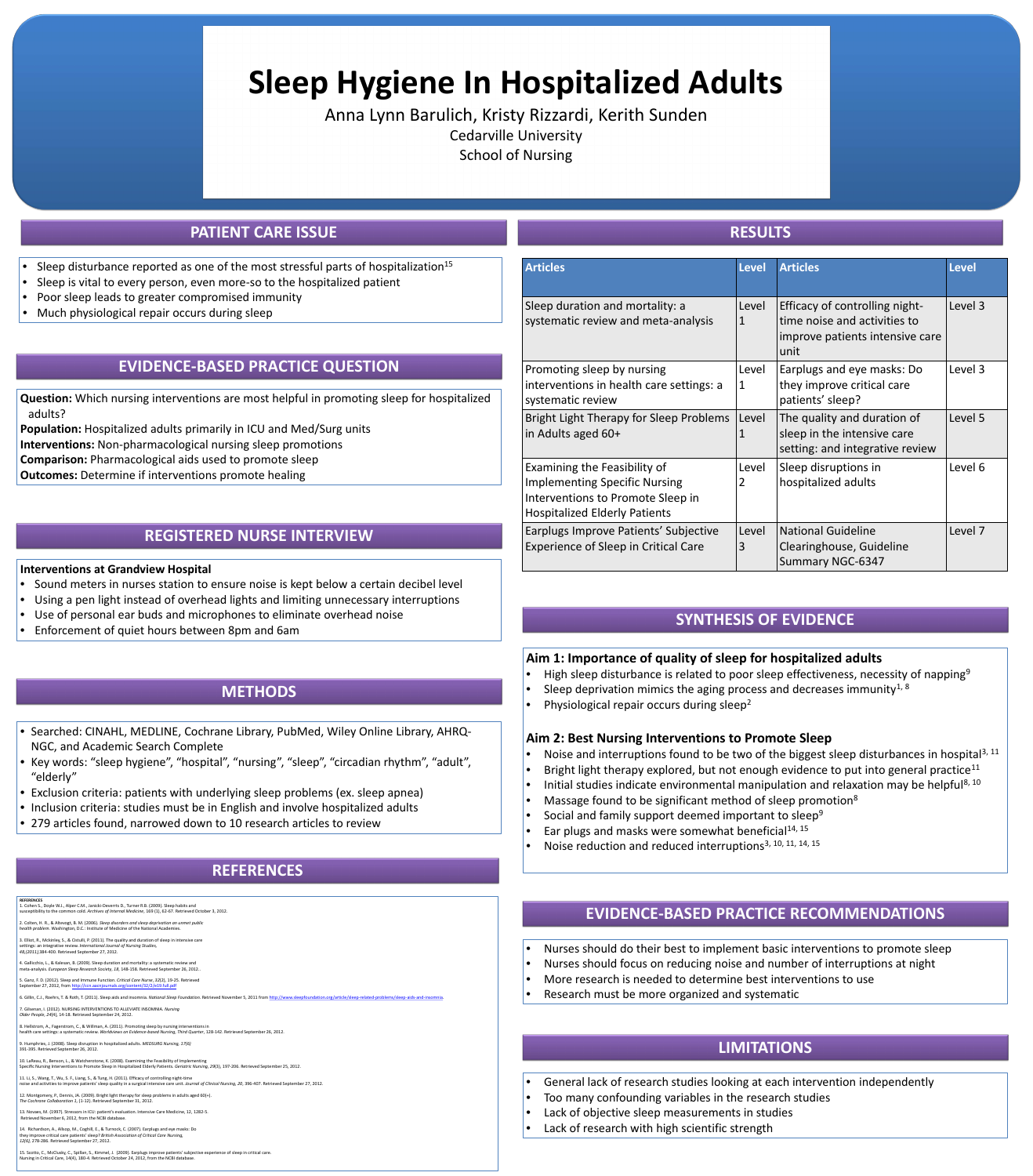# Sleep Hygiene In Hospitalized Adults

Anna Lynn Barulich, Kristy Rizzardi, Kerith Sunden
Cedarville University
School of Nursing

## PATIENT CARE ISSUE

- Sleep disturbance reported as one of the most stressful parts of hospitalization[15]
- Sleep is vital to every person, even more-so to the hospitalized patient
- Poor sleep leads to greater compromised immunity
- Much physiological repair occurs during sleep

## EVIDENCE-BASED PRACTICE QUESTION

**Question:** Which nursing interventions are most helpful in promoting sleep for hospitalized adults?
**Population:** Hospitalized adults primarily in ICU and Med/Surg units
**Interventions:** Non-pharmacological nursing sleep promotions
**Comparison:** Pharmacological aids used to promote sleep
**Outcomes:** Determine if interventions promote healing

## REGISTERED NURSE INTERVIEW

**Interventions at Grandview Hospital**

- Sound meters in nurses station to ensure noise is kept below a certain decibel level
- Using a pen light instead of overhead lights and limiting unnecessary interruptions
- Use of personal ear buds and microphones to eliminate overhead noise
- Enforcement of quiet hours between 8pm and 6am

## METHODS

- Searched: CINAHL, MEDLINE, Cochrane Library, PubMed, Wiley Online Library, AHRQ-NGC, and Academic Search Complete
- Key words: "sleep hygiene", "hospital", "nursing", "sleep", "circadian rhythm", "adult", "elderly"
- Exclusion criteria: patients with underlying sleep problems (ex. sleep apnea)
- Inclusion criteria: studies must be in English and involve hospitalized adults
- 279 articles found, narrowed down to 10 research articles to review

## REFERENCES

*REFERENCES*

1. Cohen S., Doyle W.J., Alper C.M., Janicki-Deverts D., Turner R.B. (2009). Sleep habits and susceptibility to the common cold. *Archives of Internal Medicine*, 169 (1), 62-67. Retrieved October 3, 2012.

2. Colten, H. R., & Altevogt, B. M. (2006). *Sleep disorders and sleep deprivation an unmet public health problem.* Washington, D.C.: Institute of Medicine of the National Academies.

3. Elliot, R., Mckinley, S., & Cistulli, P. (2011). The quality and duration of sleep in intensive care settings: an integrative review. *International Journal of Nursing Studies*, 48,(2011)384-400. Retrieved September 27, 2012.

4. Gallicchio, L., & Kalesan, B. (2009). Sleep duration and mortality: a systematic review and meta-analysis. *European Sleep Research Society, 18*, 148-158. Retrieved September 26, 2012..

5. Ganz, F. D. (2012). Sleep and Immune Function. *Critical Care Nurse, 32*(2), 19-25. Retrieved September 27, 2012, from http://ccn.aacnjournals.org/content/32/2/e19.full.pdf

6. Gillin, C.J., Roehrs, T. & Roth, T. (2013). Sleep aids and insomnia. *National Sleep Foundation.* Retrieved November 5, 2011 from http://www.sleepfoundation.org/article/sleep-related-problems/sleep-aids-and-insomnia.

7. Gilsenan, I. (2012). NURSING INTERVENTIONS TO ALLEVIATE INSOMNIA. *Nursing Older People*, 24(4), 14-18. Retrieved September 24, 2012.

8. Hellstrom, A., Fagerstrom, C., & Willman, A. (2011). Promoting sleep by nursing interventions in health care settings: a systematic review. *Worldviews on Evidence-based Nursing, Third Quarter*, 128-142. Retrieved September 26, 2012.

9. Humphries, J. (2008). Sleep disruption in hospitalized adults. *MEDSURG Nursing, 17(6)* 391-395. Retrieved September 26, 2012.

10. LaReau, R., Benson, L., & Watcharotone, K. (2008). Examining the Feasibility of Implementing Specific Nursing Interventions to Promote Sleep in Hospitalized Elderly Patients. *Geriatric Nursing, 29*(3), 197-206. Retrieved September 25, 2012.

11. Li, S., Wang, T., Wu, S. F., Liang, S., & Tung, H. (2011). Efficacy of controlling night-time noise and activities to improve patients' sleep quality in a surgical intensive care unit. *Journal of Clinical Nursing, 20*, 396-407. Retrieved September 27, 2012.

12. Montgomery, P., Dennis, JA. (2009). Bright light therapy for sleep problems in adults aged 60(+). *The Cochrane Collaboration 1*, (1-12). Retrieved September 31, 2012.

13. Novaes, M. (1997). Stressors in ICU: patient's evaluation. Intensive Care Medicine, 12, 1282-5. Retrieved November 6, 2012, from the NCBI database.

14. Richardson, A., Allsop, M., Coghill, E., & Turnock, C. (2007). Earplugs and eye masks: Do they improve critical care patients' sleep? *British Association of Critical Care Nursing, 12(6)*, 278-286. Retrieved September 27, 2012.

15. Scotto, C., McClusky, C., Spillan, S., Kimmel, J. (2009). Earplugs improve patients' subjective experience of sleep in critical care. Nursing in Critical Care, 14(4), 180-4. Retrieved October 24, 2012, from the NCBI database.

## RESULTS

| Articles | Level | Articles | Level |
|---|---|---|---|
| Sleep duration and mortality: a systematic review and meta-analysis | Level 1 | Efficacy of controlling night-time noise and activities to improve patients intensive care unit | Level 3 |
| Promoting sleep by nursing interventions in health care settings: a systematic review | Level 1 | Earplugs and eye masks: Do they improve critical care patients' sleep? | Level 3 |
| Bright Light Therapy for Sleep Problems in Adults aged 60+ | Level 1 | The quality and duration of sleep in the intensive care setting: and integrative review | Level 5 |
| Examining the Feasibility of Implementing Specific Nursing Interventions to Promote Sleep in Hospitalized Elderly Patients | Level 2 | Sleep disruptions in hospitalized adults | Level 6 |
| Earplugs Improve Patients' Subjective Experience of Sleep in Critical Care | Level 3 | National Guideline Clearinghouse, Guideline Summary NGC-6347 | Level 7 |

## SYNTHESIS OF EVIDENCE

**Aim 1: Importance of quality of sleep for hospitalized adults**

- High sleep disturbance is related to poor sleep effectiveness, necessity of napping[9]
- Sleep deprivation mimics the aging process and decreases immunity[1, 8]
- Physiological repair occurs during sleep[2]

**Aim 2: Best Nursing Interventions to Promote Sleep**

- Noise and interruptions found to be two of the biggest sleep disturbances in hospital[3, 11]
- Bright light therapy explored, but not enough evidence to put into general practice[11]
- Initial studies indicate environmental manipulation and relaxation may be helpful[8, 10]
- Massage found to be significant method of sleep promotion[8]
- Social and family support deemed important to sleep[9]
- Ear plugs and masks were somewhat beneficial[14, 15]
- Noise reduction and reduced interruptions[3, 10, 11, 14, 15]

## EVIDENCE-BASED PRACTICE RECOMMENDATIONS

- Nurses should do their best to implement basic interventions to promote sleep
- Nurses should focus on reducing noise and number of interruptions at night
- More research is needed to determine best interventions to use
- Research must be more organized and systematic

## LIMITATIONS

- General lack of research studies looking at each intervention independently
- Too many confounding variables in the research studies
- Lack of objective sleep measurements in studies
- Lack of research with high scientific strength